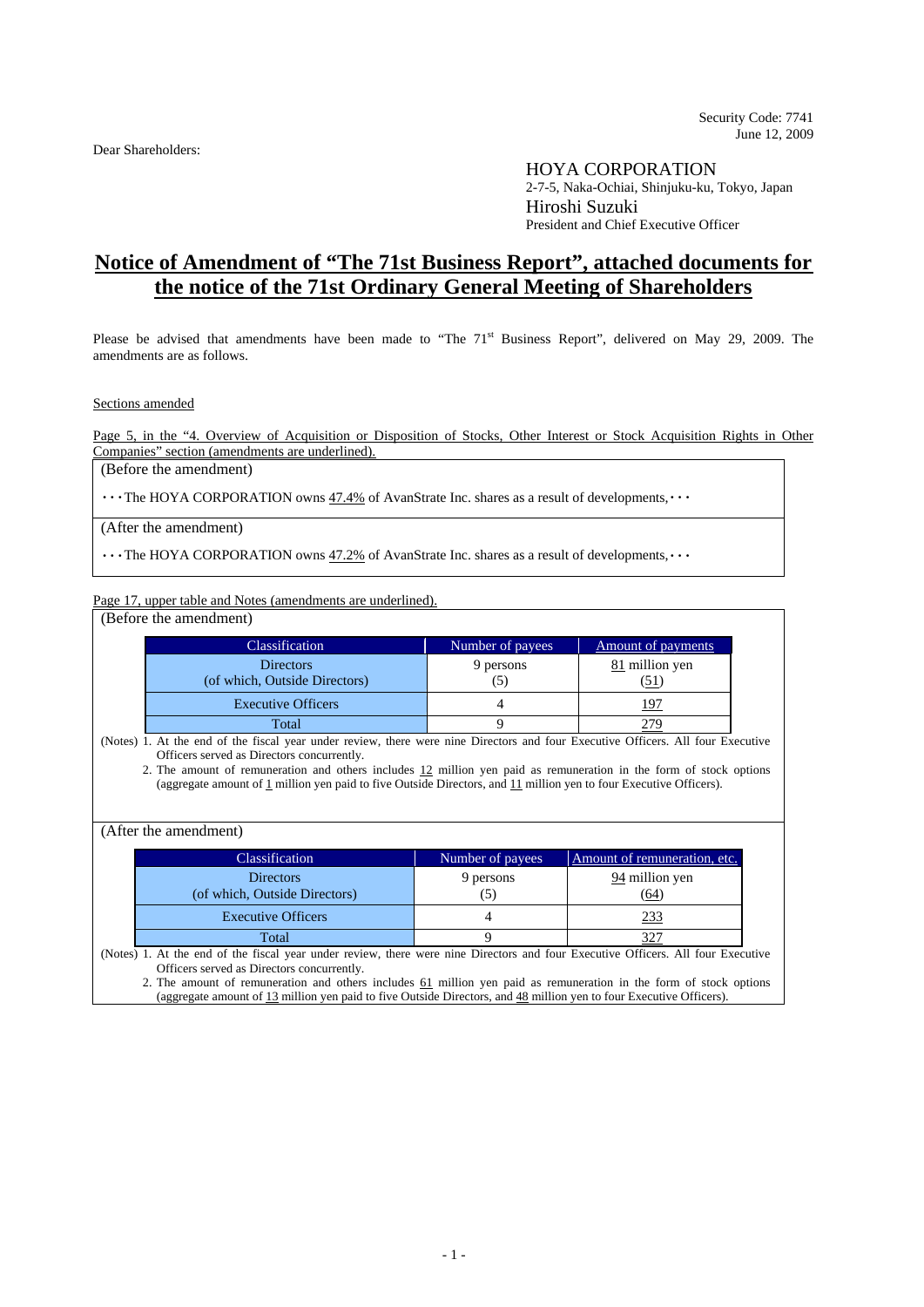Security Code: 7741
June 12, 2009

Dear Shareholders:

HOYA CORPORATION
2-7-5, Naka-Ochiai, Shinjuku-ku, Tokyo, Japan
Hiroshi Suzuki
President and Chief Executive Officer

# Notice of Amendment of "The 71st Business Report", attached documents for the notice of the 71st Ordinary General Meeting of Shareholders

Please be advised that amendments have been made to "The 71st Business Report", delivered on May 29, 2009. The amendments are as follows.

Sections amended

Page 5, in the "4. Overview of Acquisition or Disposition of Stocks, Other Interest or Stock Acquisition Rights in Other Companies" section (amendments are underlined).

(Before the amendment)

・・・The HOYA CORPORATION owns 47.4% of AvanStrate Inc. shares as a result of developments,・・・

(After the amendment)

・・・The HOYA CORPORATION owns 47.2% of AvanStrate Inc. shares as a result of developments,・・・

Page 17, upper table and Notes (amendments are underlined).

(Before the amendment)

| Classification | Number of payees | Amount of payments |
|---|---|---|
| Directors<br>(of which, Outside Directors) | 9 persons<br>(5) | 81 million yen<br>(51) |
| Executive Officers | 4 | 197 |
| Total | 9 | 279 |

(Notes) 1. At the end of the fiscal year under review, there were nine Directors and four Executive Officers. All four Executive Officers served as Directors concurrently.
2. The amount of remuneration and others includes 12 million yen paid as remuneration in the form of stock options (aggregate amount of 1 million yen paid to five Outside Directors, and 11 million yen to four Executive Officers).

(After the amendment)

| Classification | Number of payees | Amount of remuneration, etc. |
|---|---|---|
| Directors<br>(of which, Outside Directors) | 9 persons<br>(5) | 94 million yen<br>(64) |
| Executive Officers | 4 | 233 |
| Total | 9 | 327 |

(Notes) 1. At the end of the fiscal year under review, there were nine Directors and four Executive Officers. All four Executive Officers served as Directors concurrently.
2. The amount of remuneration and others includes 61 million yen paid as remuneration in the form of stock options (aggregate amount of 13 million yen paid to five Outside Directors, and 48 million yen to four Executive Officers).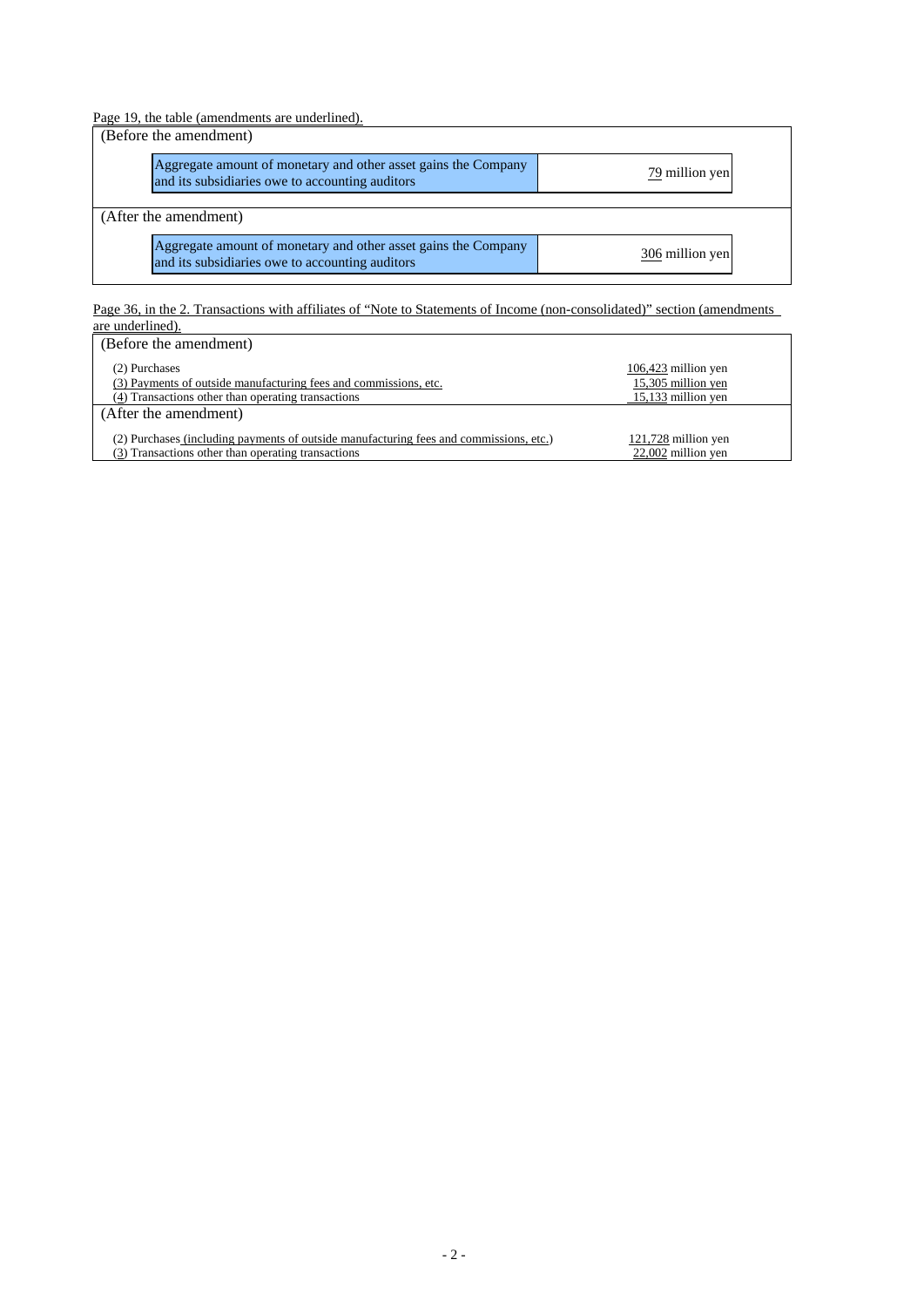Page 19, the table (amendments are underlined).

(Before the amendment)

| | |
|---|---|
| Aggregate amount of monetary and other asset gains the Company and its subsidiaries owe to accounting auditors | 79 million yen |

(After the amendment)

| | |
|---|---|
| Aggregate amount of monetary and other asset gains the Company and its subsidiaries owe to accounting auditors | 306 million yen |

Page 36, in the 2. Transactions with affiliates of "Note to Statements of Income (non-consolidated)" section (amendments are underlined).

(Before the amendment)

| | |
|---|---|
| (2) Purchases | 106,423 million yen |
| (3) Payments of outside manufacturing fees and commissions, etc. | 15,305 million yen |
| (4) Transactions other than operating transactions | 15,133 million yen |

(After the amendment)

| | |
|---|---|
| (2) Purchases (including payments of outside manufacturing fees and commissions, etc.) | 121,728 million yen |
| (3) Transactions other than operating transactions | 22,002 million yen |